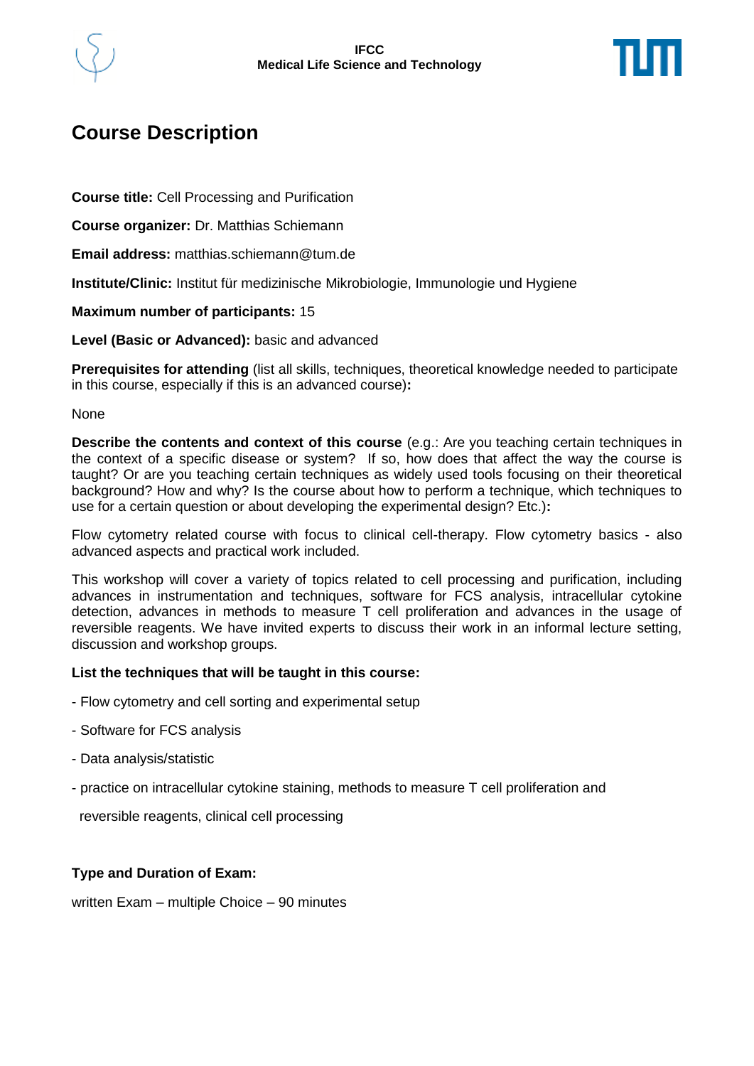**IFCC**
**Medical Life Science and Technology**

# Course Description

**Course title:** Cell Processing and Purification

**Course organizer:** Dr. Matthias Schiemann

**Email address:** matthias.schiemann@tum.de

**Institute/Clinic:** Institut für medizinische Mikrobiologie, Immunologie und Hygiene

**Maximum number of participants:** 15

**Level (Basic or Advanced):** basic and advanced

**Prerequisites for attending** (list all skills, techniques, theoretical knowledge needed to participate in this course, especially if this is an advanced course)**:**

None

**Describe the contents and context of this course** (e.g.: Are you teaching certain techniques in the context of a specific disease or system? If so, how does that affect the way the course is taught? Or are you teaching certain techniques as widely used tools focusing on their theoretical background? How and why? Is the course about how to perform a technique, which techniques to use for a certain question or about developing the experimental design? Etc.)**:**

Flow cytometry related course with focus to clinical cell-therapy. Flow cytometry basics - also advanced aspects and practical work included.

This workshop will cover a variety of topics related to cell processing and purification, including advances in instrumentation and techniques, software for FCS analysis, intracellular cytokine detection, advances in methods to measure T cell proliferation and advances in the usage of reversible reagents. We have invited experts to discuss their work in an informal lecture setting, discussion and workshop groups.

**List the techniques that will be taught in this course:**

- Flow cytometry and cell sorting and experimental setup
- Software for FCS analysis
- Data analysis/statistic
- practice on intracellular cytokine staining, methods to measure T cell proliferation and reversible reagents, clinical cell processing

**Type and Duration of Exam:**

written Exam – multiple Choice – 90 minutes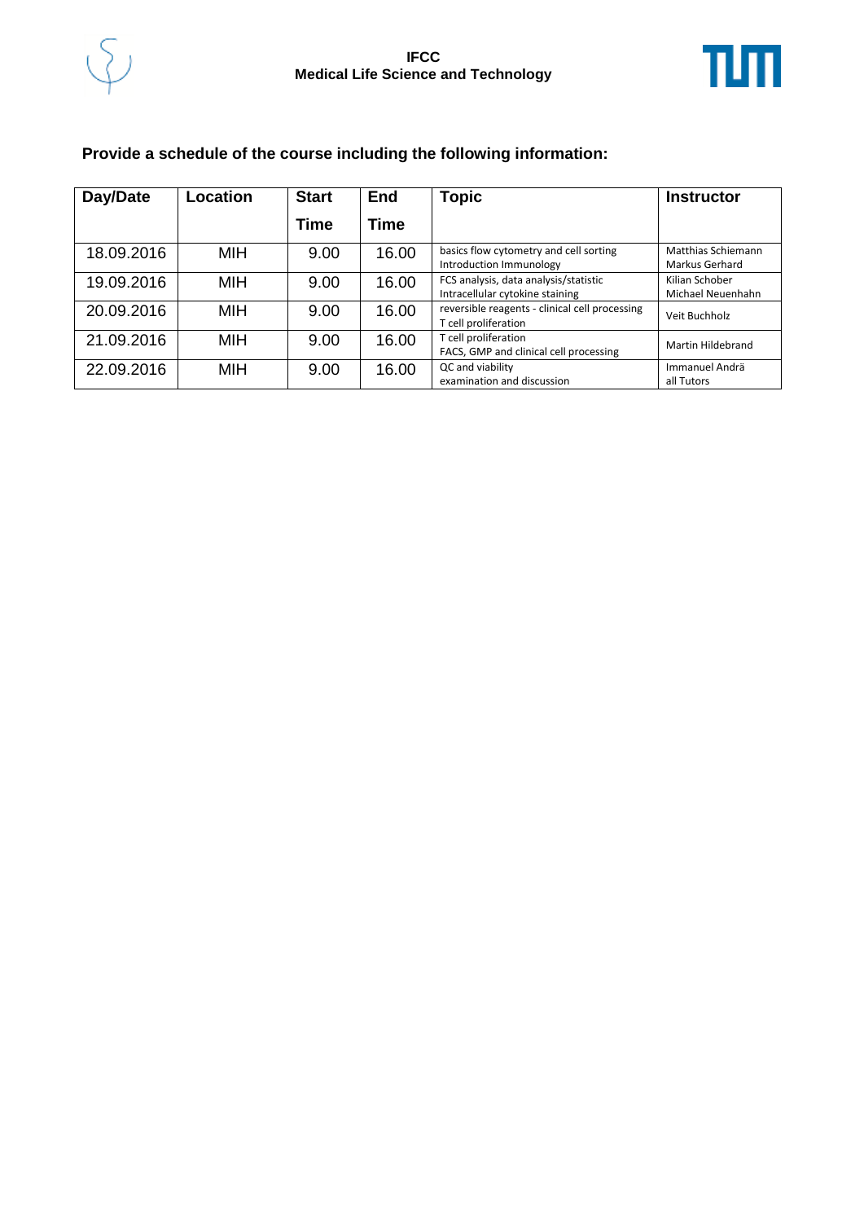IFCC
Medical Life Science and Technology

**Provide a schedule of the course including the following information:**

| Day/Date | Location | Start Time | End Time | Topic | Instructor |
|---|---|---|---|---|---|
| 18.09.2016 | MIH | 9.00 | 16.00 | basics flow cytometry and cell sorting<br>Introduction Immunology | Matthias Schiemann<br>Markus Gerhard |
| 19.09.2016 | MIH | 9.00 | 16.00 | FCS analysis, data analysis/statistic<br>Intracellular cytokine staining | Kilian Schober<br>Michael Neuenhahn |
| 20.09.2016 | MIH | 9.00 | 16.00 | reversible reagents - clinical cell processing<br>T cell proliferation | Veit Buchholz |
| 21.09.2016 | MIH | 9.00 | 16.00 | T cell proliferation<br>FACS, GMP and clinical cell processing | Martin Hildebrand |
| 22.09.2016 | MIH | 9.00 | 16.00 | QC and viability<br>examination and discussion | Immanuel Andrä<br>all Tutors |